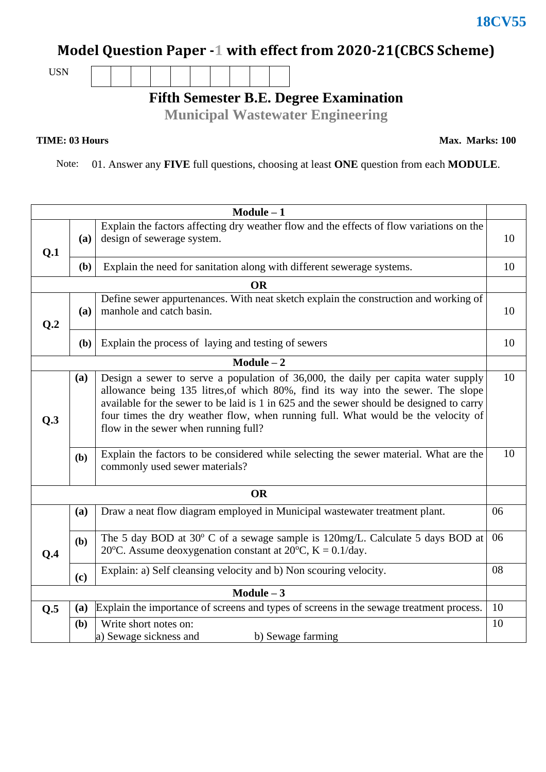**18CV55**

# Model Question Paper -1 with effect from 2020-21(CBCS Scheme)

USN | | | | | | | | | | |

## Fifth Semester B.E. Degree Examination

## Municipal Wastewater Engineering

**TIME: 03 Hours** **Max. Marks: 100**

Note: 01. Answer any **FIVE** full questions, choosing at least **ONE** question from each **MODULE**.

| | | | |
|---|---|---|---|
| **Module – 1** | | | |
| **Q.1** | **(a)** | Explain the factors affecting dry weather flow and the effects of flow variations on the design of sewerage system. | 10 |
| | **(b)** | Explain the need for sanitation along with different sewerage systems. | 10 |
| **OR** | | | |
| **Q.2** | **(a)** | Define sewer appurtenances. With neat sketch explain the construction and working of manhole and catch basin. | 10 |
| | **(b)** | Explain the process of laying and testing of sewers | 10 |
| **Module – 2** | | | |
| **Q.3** | **(a)** | Design a sewer to serve a population of 36,000, the daily per capita water supply allowance being 135 litres,of which 80%, find its way into the sewer. The slope available for the sewer to be laid is 1 in 625 and the sewer should be designed to carry four times the dry weather flow, when running full. What would be the velocity of flow in the sewer when running full? | 10 |
| | **(b)** | Explain the factors to be considered while selecting the sewer material. What are the commonly used sewer materials? | 10 |
| **OR** | | | |
| **Q.4** | **(a)** | Draw a neat flow diagram employed in Municipal wastewater treatment plant. | 06 |
| | **(b)** | The 5 day BOD at 30$^o$ C of a sewage sample is 120mg/L. Calculate 5 days BOD at 20$^o$C. Assume deoxygenation constant at 20$^o$C, K = 0.1/day. | 06 |
| | **(c)** | Explain: a) Self cleansing velocity and b) Non scouring velocity. | 08 |
| **Module – 3** | | | |
| **Q.5** | **(a)** | Explain the importance of screens and types of screens in the sewage treatment process. | 10 |
| | **(b)** | Write short notes on: a) Sewage sickness and b) Sewage farming | 10 |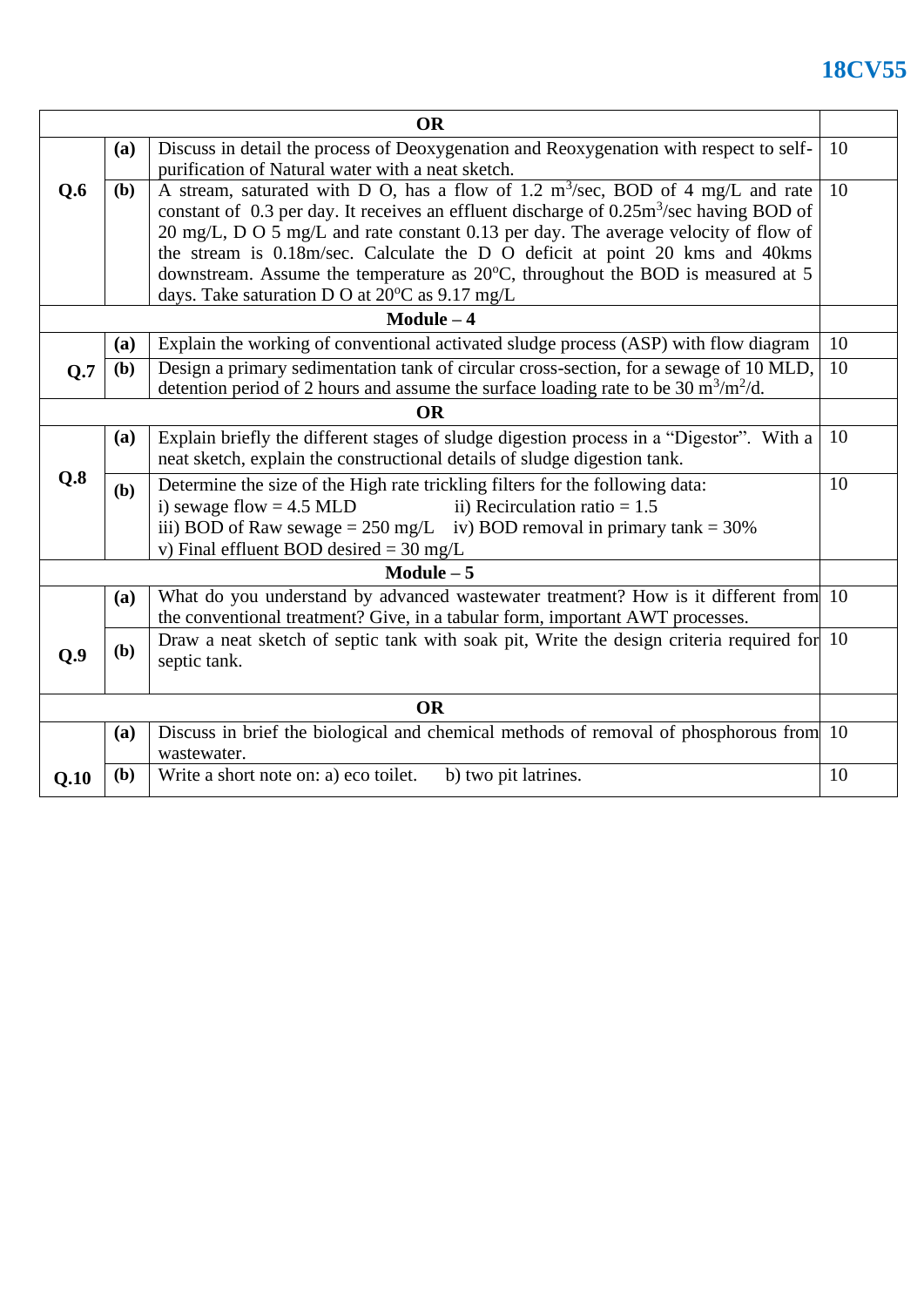| | | OR | |
|---|---|---|---|
| **Q.6** | **(a)** | Discuss in detail the process of Deoxygenation and Reoxygenation with respect to self-purification of Natural water with a neat sketch. | 10 |
| | **(b)** | A stream, saturated with D O, has a flow of 1.2 $m^3$/sec, BOD of 4 mg/L and rate constant of 0.3 per day. It receives an effluent discharge of 0.25$m^3$/sec having BOD of 20 mg/L, D O 5 mg/L and rate constant 0.13 per day. The average velocity of flow of the stream is 0.18m/sec. Calculate the D O deficit at point 20 kms and 40kms downstream. Assume the temperature as 20°C, throughout the BOD is measured at 5 days. Take saturation D O at 20°C as 9.17 mg/L | 10 |
| | | **Module – 4** | |
| **Q.7** | **(a)** | Explain the working of conventional activated sludge process (ASP) with flow diagram | 10 |
| | **(b)** | Design a primary sedimentation tank of circular cross-section, for a sewage of 10 MLD, detention period of 2 hours and assume the surface loading rate to be 30 $m^3/m^2$/d. | 10 |
| | | **OR** | |
| **Q.8** | **(a)** | Explain briefly the different stages of sludge digestion process in a "Digestor". With a neat sketch, explain the constructional details of sludge digestion tank. | 10 |
| | **(b)** | Determine the size of the High rate trickling filters for the following data:<br>i) sewage flow = 4.5 MLD ii) Recirculation ratio = 1.5<br>iii) BOD of Raw sewage = 250 mg/L iv) BOD removal in primary tank = 30%<br>v) Final effluent BOD desired = 30 mg/L | 10 |
| | | **Module – 5** | |
| **Q.9** | **(a)** | What do you understand by advanced wastewater treatment? How is it different from the conventional treatment? Give, in a tabular form, important AWT processes. | 10 |
| | **(b)** | Draw a neat sketch of septic tank with soak pit, Write the design criteria required for septic tank. | 10 |
| | | **OR** | |
| **Q.10** | **(a)** | Discuss in brief the biological and chemical methods of removal of phosphorous from wastewater. | 10 |
| | **(b)** | Write a short note on: a) eco toilet. b) two pit latrines. | 10 |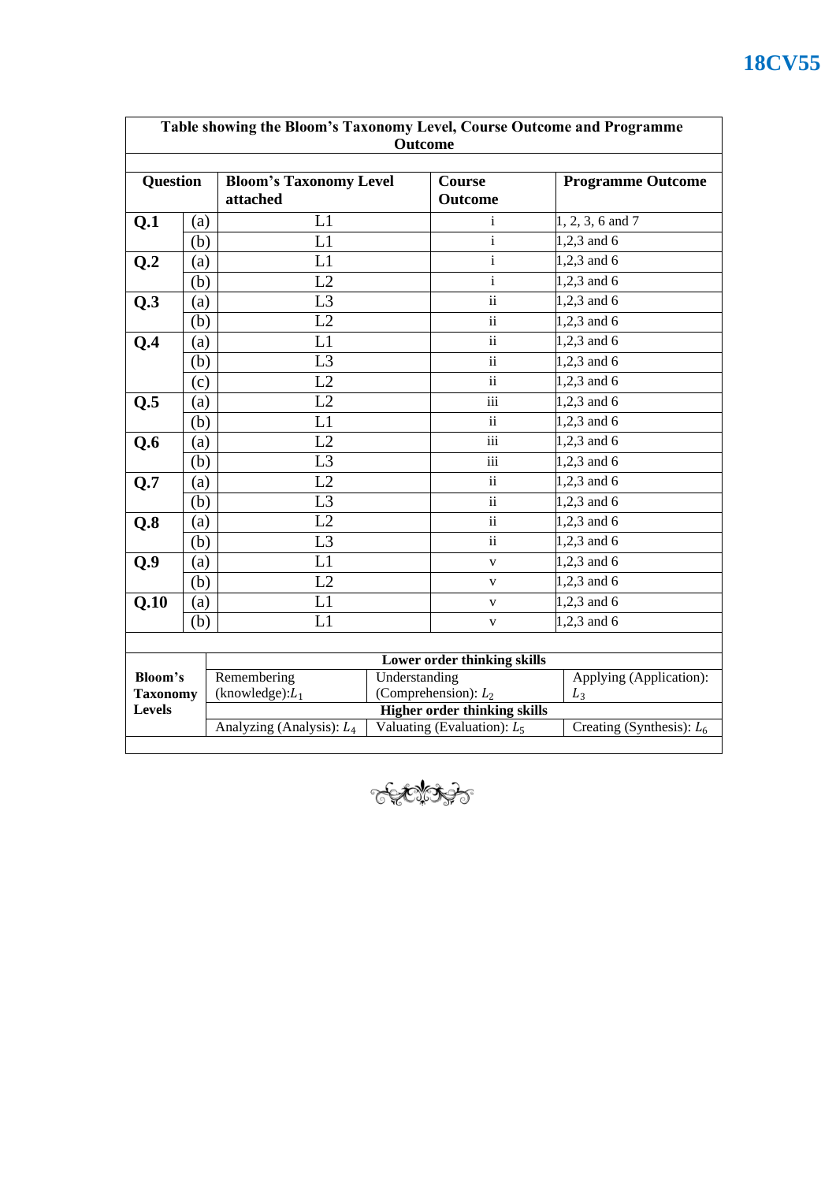**Table showing the Bloom's Taxonomy Level, Course Outcome and Programme Outcome**

| Question | | Bloom's Taxonomy Level attached | Course Outcome | Programme Outcome |
|---|---|---|---|---|
| **Q.1** | (a) | L1 | i | 1, 2, 3, 6 and 7 |
| | (b) | L1 | i | 1,2,3 and 6 |
| **Q.2** | (a) | L1 | i | 1,2,3 and 6 |
| | (b) | L2 | i | 1,2,3 and 6 |
| **Q.3** | (a) | L3 | ii | 1,2,3 and 6 |
| | (b) | L2 | ii | 1,2,3 and 6 |
| **Q.4** | (a) | L1 | ii | 1,2,3 and 6 |
| | (b) | L3 | ii | 1,2,3 and 6 |
| | (c) | L2 | ii | 1,2,3 and 6 |
| **Q.5** | (a) | L2 | iii | 1,2,3 and 6 |
| | (b) | L1 | ii | 1,2,3 and 6 |
| **Q.6** | (a) | L2 | iii | 1,2,3 and 6 |
| | (b) | L3 | iii | 1,2,3 and 6 |
| **Q.7** | (a) | L2 | ii | 1,2,3 and 6 |
| | (b) | L3 | ii | 1,2,3 and 6 |
| **Q.8** | (a) | L2 | ii | 1,2,3 and 6 |
| | (b) | L3 | ii | 1,2,3 and 6 |
| **Q.9** | (a) | L1 | v | 1,2,3 and 6 |
| | (b) | L2 | v | 1,2,3 and 6 |
| **Q.10** | (a) | L1 | v | 1,2,3 and 6 |
| | (b) | L1 | v | 1,2,3 and 6 |

| **Bloom's Taxonomy Levels** | **Lower order thinking skills** | | |
|---|---|---|---|
| | Remembering (knowledge): $L_1$ | Understanding (Comprehension): $L_2$ | Applying (Application): $L_3$ |
| | **Higher order thinking skills** | | |
| | Analyzing (Analysis): $L_4$ | Valuating (Evaluation): $L_5$ | Creating (Synthesis): $L_6$ |